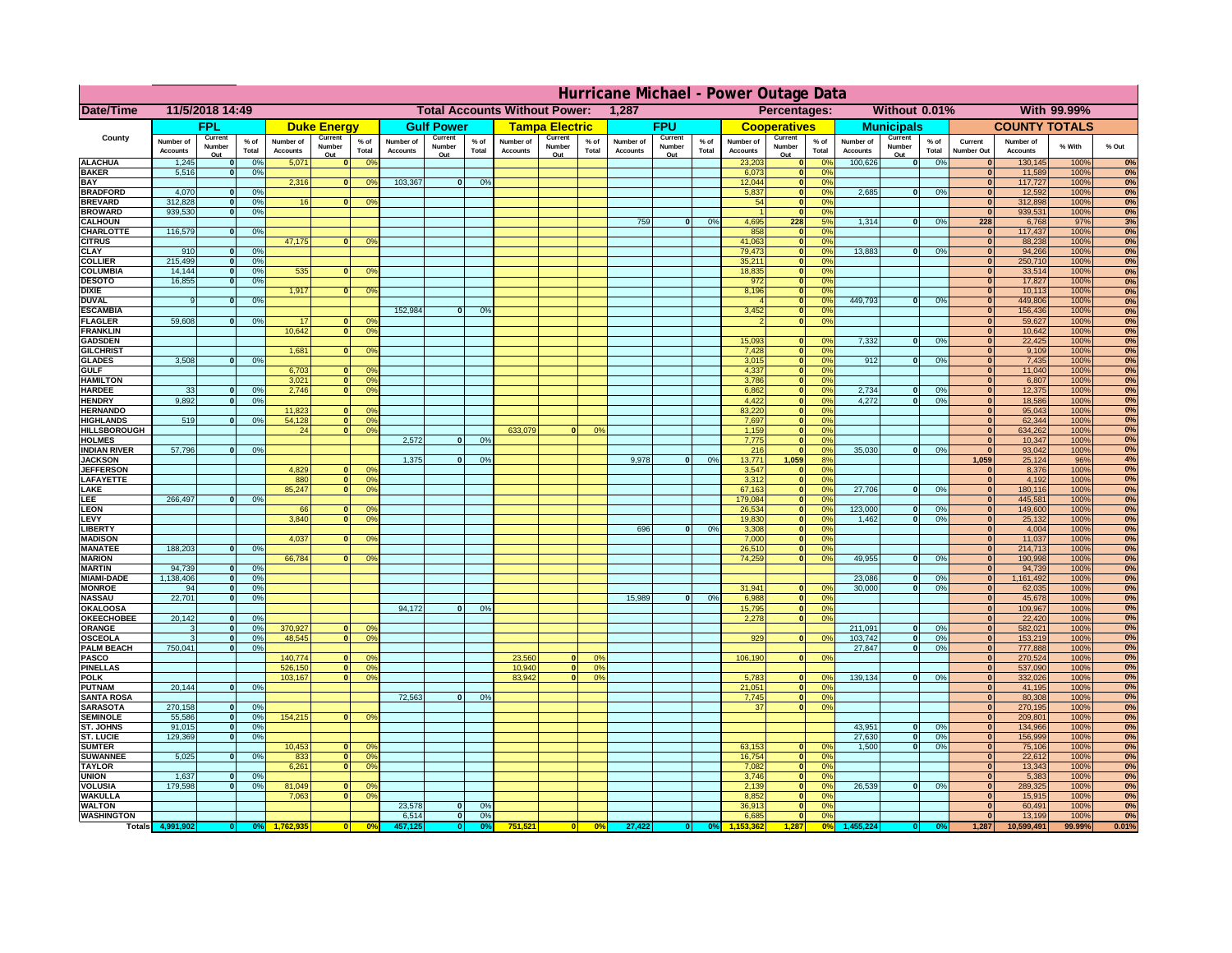# Hurricane Michael - Power Outage Data

**Date/Time:** 11/5/2018 14:49 | **Total Accounts Without Power:** 1,287 | **Percentages:** Without 0.01% | With 99.99%

| County | FPL | | | Duke Energy | | | Gulf Power | | | Tampa Electric | | | FPU | | | Cooperatives | | | Municipals | | | COUNTY TOTALS | | | |
|---|---|---|---|---|---|---|---|---|---|---|---|---|---|---|---|---|---|---|---|---|---|---|---|---|---|
| | Number of Accounts | Current Number Out | % of Total | Number of Accounts | Current Number Out | % of Total | Number of Accounts | Current Number Out | % of Total | Number of Accounts | Current Number Out | % of Total | Number of Accounts | Current Number Out | % of Total | Number of Accounts | Current Number Out | % of Total | Number of Accounts | Current Number Out | % of Total | Current Number Out | Number of Accounts | % With | % Out |
| ALACHUA | 1,245 | 0 | 0% | 5,071 | 0 | 0% | | | | | | | | | | 23,203 | 0 | 0% | 100,626 | 0 | 0% | 0 | 130,145 | 100% | 0% |
| BAKER | 5,516 | 0 | 0% | | | | | | | | | | | | | 6,073 | 0 | 0% | | | | 0 | 11,589 | 100% | 0% |
| BAY | | | | 2,316 | 0 | 0% | 103,367 | 0 | 0% | | | | | | | 12,044 | 0 | 0% | | | | 0 | 117,727 | 100% | 0% |
| BRADFORD | 4,070 | 0 | 0% | | | | | | | | | | | | | 5,837 | 0 | 0% | 2,685 | 0 | 0% | 0 | 12,592 | 100% | 0% |
| BREVARD | 312,828 | 0 | 0% | 16 | 0 | 0% | | | | | | | | | | 54 | 0 | 0% | | | | 0 | 312,898 | 100% | 0% |
| BROWARD | 939,530 | 0 | 0% | | | | | | | | | | | | | 1 | 0 | 0% | | | | 0 | 939,531 | 100% | 0% |
| CALHOUN | | | | | | | | | | | | | 759 | 0 | 0% | 4,695 | 228 | 5% | 1,314 | 0 | 0% | 228 | 6,768 | 97% | 3% |
| CHARLOTTE | 116,579 | 0 | 0% | | | | | | | | | | | | | 858 | 0 | 0% | | | | 0 | 117,437 | 100% | 0% |
| CITRUS | | | | 47,175 | 0 | 0% | | | | | | | | | | 41,063 | 0 | 0% | | | | 0 | 88,238 | 100% | 0% |
| CLAY | 910 | 0 | 0% | | | | | | | | | | | | | 79,473 | 0 | 0% | 13,883 | 0 | 0% | 0 | 94,266 | 100% | 0% |
| COLLIER | 215,499 | 0 | 0% | | | | | | | | | | | | | 35,211 | 0 | 0% | | | | 0 | 250,710 | 100% | 0% |
| COLUMBIA | 14,144 | 0 | 0% | 535 | 0 | 0% | | | | | | | | | | 18,835 | 0 | 0% | | | | 0 | 33,514 | 100% | 0% |
| DESOTO | 16,855 | 0 | 0% | | | | | | | | | | | | | 972 | 0 | 0% | | | | 0 | 17,827 | 100% | 0% |
| DIXIE | | | | 1,917 | 0 | 0% | | | | | | | | | | 8,196 | 0 | 0% | | | | 0 | 10,113 | 100% | 0% |
| DUVAL | 9 | 0 | 0% | | | | | | | | | | | | | 4 | 0 | 0% | 449,793 | 0 | 0% | 0 | 449,806 | 100% | 0% |
| ESCAMBIA | | | | | | | 152,984 | 0 | 0% | | | | | | | 3,452 | 0 | 0% | | | | 0 | 156,436 | 100% | 0% |
| FLAGLER | 59,608 | 0 | 0% | 17 | 0 | 0% | | | | | | | | | | 2 | 0 | 0% | | | | 0 | 59,627 | 100% | 0% |
| FRANKLIN | | | | 10,642 | 0 | 0% | | | | | | | | | | | | | | | | 0 | 10,642 | 100% | 0% |
| GADSDEN | | | | | | | | | | | | | | | | 15,093 | 0 | 0% | 7,332 | 0 | 0% | 0 | 22,425 | 100% | 0% |
| GILCHRIST | | | | 1,681 | 0 | 0% | | | | | | | | | | 7,428 | 0 | 0% | | | | 0 | 9,109 | 100% | 0% |
| GLADES | 3,508 | 0 | 0% | | | | | | | | | | | | | 3,015 | 0 | 0% | 912 | 0 | 0% | 0 | 7,435 | 100% | 0% |
| GULF | | | | 6,703 | 0 | 0% | | | | | | | | | | 4,337 | 0 | 0% | | | | 0 | 11,040 | 100% | 0% |
| HAMILTON | | | | 3,021 | 0 | 0% | | | | | | | | | | 3,786 | 0 | 0% | | | | 0 | 6,807 | 100% | 0% |
| HARDEE | 33 | 0 | 0% | 2,746 | 0 | 0% | | | | | | | | | | 6,862 | 0 | 0% | 2,734 | 0 | 0% | 0 | 12,375 | 100% | 0% |
| HENDRY | 9,892 | 0 | 0% | | | | | | | | | | | | | 4,422 | 0 | 0% | 4,272 | 0 | 0% | 0 | 18,586 | 100% | 0% |
| HERNANDO | | | | 11,823 | 0 | 0% | | | | | | | | | | 83,220 | 0 | 0% | | | | 0 | 95,043 | 100% | 0% |
| HIGHLANDS | 519 | 0 | 0% | 54,128 | 0 | 0% | | | | | | | | | | 7,697 | 0 | 0% | | | | 0 | 62,344 | 100% | 0% |
| HILLSBOROUGH | | | | 24 | 0 | 0% | | | | 633,079 | 0 | 0% | | | | 1,159 | 0 | 0% | | | | 0 | 634,262 | 100% | 0% |
| HOLMES | | | | | | | 2,572 | 0 | 0% | | | | | | | 7,775 | 0 | 0% | | | | 0 | 10,347 | 100% | 0% |
| INDIAN RIVER | 57,796 | 0 | 0% | | | | | | | | | | | | | 216 | 0 | 0% | 35,030 | 0 | 0% | 0 | 93,042 | 100% | 0% |
| JACKSON | | | | | | | 1,375 | 0 | 0% | | | | 9,978 | 0 | 0% | 13,771 | 1,059 | 8% | | | | 1,059 | 25,124 | 96% | 4% |
| JEFFERSON | | | | 4,829 | 0 | 0% | | | | | | | | | | 3,547 | 0 | 0% | | | | 0 | 8,376 | 100% | 0% |
| LAFAYETTE | | | | 880 | 0 | 0% | | | | | | | | | | 3,312 | 0 | 0% | | | | 0 | 4,192 | 100% | 0% |
| LAKE | | | | 85,247 | 0 | 0% | | | | | | | | | | 67,163 | 0 | 0% | 27,706 | 0 | 0% | 0 | 180,116 | 100% | 0% |
| LEE | 266,497 | 0 | 0% | | | | | | | | | | | | | 179,084 | 0 | 0% | | | | 0 | 445,581 | 100% | 0% |
| LEON | | | | 66 | 0 | 0% | | | | | | | | | | 26,534 | 0 | 0% | 123,000 | 0 | 0% | 0 | 149,600 | 100% | 0% |
| LEVY | | | | 3,840 | 0 | 0% | | | | | | | | | | 19,830 | 0 | 0% | 1,462 | 0 | 0% | 0 | 25,132 | 100% | 0% |
| LIBERTY | | | | | | | | | | | | | 696 | 0 | 0% | 3,308 | 0 | 0% | | | | 0 | 4,004 | 100% | 0% |
| MADISON | | | | 4,037 | 0 | 0% | | | | | | | | | | 7,000 | 0 | 0% | | | | 0 | 11,037 | 100% | 0% |
| MANATEE | 188,203 | 0 | 0% | | | | | | | | | | | | | 26,510 | 0 | 0% | | | | 0 | 214,713 | 100% | 0% |
| MARION | | | | 66,784 | 0 | 0% | | | | | | | | | | 74,259 | 0 | 0% | 49,955 | 0 | 0% | 0 | 190,998 | 100% | 0% |
| MARTIN | 94,739 | 0 | 0% | | | | | | | | | | | | | | | | | | | 0 | 94,739 | 100% | 0% |
| MIAMI-DADE | 1,138,406 | 0 | 0% | | | | | | | | | | | | | | | | 23,086 | 0 | 0% | 0 | 1,161,492 | 100% | 0% |
| MONROE | 94 | 0 | 0% | | | | | | | | | | | | | 31,941 | 0 | 0% | 30,000 | 0 | 0% | 0 | 62,035 | 100% | 0% |
| NASSAU | 22,701 | 0 | 0% | | | | | | | | | | 15,989 | 0 | 0% | 6,988 | 0 | 0% | | | | 0 | 45,678 | 100% | 0% |
| OKALOOSA | | | | | | | 94,172 | 0 | 0% | | | | | | | 15,795 | 0 | 0% | | | | 0 | 109,967 | 100% | 0% |
| OKEECHOBEE | 20,142 | 0 | 0% | | | | | | | | | | | | | 2,278 | 0 | 0% | | | | 0 | 22,420 | 100% | 0% |
| ORANGE | 3 | 0 | 0% | 370,927 | 0 | 0% | | | | | | | | | | | | | 211,091 | 0 | 0% | 0 | 582,021 | 100% | 0% |
| OSCEOLA | 3 | 0 | 0% | 48,545 | 0 | 0% | | | | | | | | | | 929 | 0 | 0% | 103,742 | 0 | 0% | 0 | 153,219 | 100% | 0% |
| PALM BEACH | 750,041 | 0 | 0% | | | | | | | | | | | | | | | | 27,847 | 0 | 0% | 0 | 777,888 | 100% | 0% |
| PASCO | | | | 140,774 | 0 | 0% | | | | 23,560 | 0 | 0% | | | | 106,190 | 0 | 0% | | | | 0 | 270,524 | 100% | 0% |
| PINELLAS | | | | 526,150 | 0 | 0% | | | | 10,940 | 0 | 0% | | | | | | | | | | 0 | 537,090 | 100% | 0% |
| POLK | | | | 103,167 | 0 | 0% | | | | 83,942 | 0 | 0% | | | | 5,783 | 0 | 0% | 139,134 | 0 | 0% | 0 | 332,026 | 100% | 0% |
| PUTNAM | 20,144 | 0 | 0% | | | | | | | | | | | | | 21,051 | 0 | 0% | | | | 0 | 41,195 | 100% | 0% |
| SANTA ROSA | | | | | | | 72,563 | 0 | 0% | | | | | | | 7,745 | 0 | 0% | | | | 0 | 80,308 | 100% | 0% |
| SARASOTA | 270,158 | 0 | 0% | | | | | | | | | | | | | 37 | 0 | 0% | | | | 0 | 270,195 | 100% | 0% |
| SEMINOLE | 55,586 | 0 | 0% | 154,215 | 0 | 0% | | | | | | | | | | | | | | | | 0 | 209,801 | 100% | 0% |
| ST. JOHNS | 91,015 | 0 | 0% | | | | | | | | | | | | | | | | 43,951 | 0 | 0% | 0 | 134,966 | 100% | 0% |
| ST. LUCIE | 129,369 | 0 | 0% | | | | | | | | | | | | | | | | 27,630 | 0 | 0% | 0 | 156,999 | 100% | 0% |
| SUMTER | | | | 10,453 | 0 | 0% | | | | | | | | | | 63,153 | 0 | 0% | 1,500 | 0 | 0% | 0 | 75,106 | 100% | 0% |
| SUWANNEE | 5,025 | 0 | 0% | 833 | 0 | 0% | | | | | | | | | | 16,754 | 0 | 0% | | | | 0 | 22,612 | 100% | 0% |
| TAYLOR | | | | 6,261 | 0 | 0% | | | | | | | | | | 7,082 | 0 | 0% | | | | 0 | 13,343 | 100% | 0% |
| UNION | 1,637 | 0 | 0% | | | | | | | | | | | | | 3,746 | 0 | 0% | | | | 0 | 5,383 | 100% | 0% |
| VOLUSIA | 179,598 | 0 | 0% | 81,049 | 0 | 0% | | | | | | | | | | 2,139 | 0 | 0% | 26,539 | 0 | 0% | 0 | 289,325 | 100% | 0% |
| WAKULLA | | | | 7,063 | 0 | 0% | | | | | | | | | | 8,852 | 0 | 0% | | | | 0 | 15,915 | 100% | 0% |
| WALTON | | | | | | | 23,578 | 0 | 0% | | | | | | | 36,913 | 0 | 0% | | | | 0 | 60,491 | 100% | 0% |
| WASHINGTON | | | | | | | 6,514 | 0 | 0% | | | | | | | 6,685 | 0 | 0% | | | | 0 | 13,199 | 100% | 0% |
| Totals | 4,991,902 | 0 | 0% | 1,762,935 | 0 | 0% | 457,125 | 0 | 0% | 751,521 | 0 | 0% | 27,422 | 0 | 0% | 1,153,362 | 1,287 | 0% | 1,455,224 | 0 | 0% | 1,287 | 10,599,491 | 99.99% | 0.01% |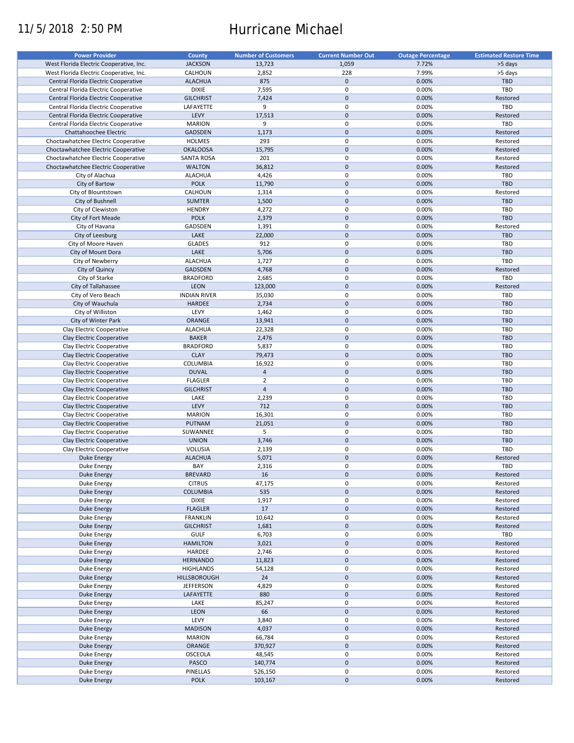11/5/2018 2:50 PM

# Hurricane Michael

| Power Provider | County | Number of Customers | Current Number Out | Outage Percentage | Estimated Restore Time |
|---|---|---|---|---|---|
| West Florida Electric Cooperative, Inc. | JACKSON | 13,723 | 1,059 | 7.72% | >5 days |
| West Florida Electric Cooperative, Inc. | CALHOUN | 2,852 | 228 | 7.99% | >5 days |
| Central Florida Electric Cooperative | ALACHUA | 875 | 0 | 0.00% | TBD |
| Central Florida Electric Cooperative | DIXIE | 7,595 | 0 | 0.00% | TBD |
| Central Florida Electric Cooperative | GILCHRIST | 7,424 | 0 | 0.00% | Restored |
| Central Florida Electric Cooperative | LAFAYETTE | 9 | 0 | 0.00% | TBD |
| Central Florida Electric Cooperative | LEVY | 17,513 | 0 | 0.00% | Restored |
| Central Florida Electric Cooperative | MARION | 9 | 0 | 0.00% | TBD |
| Chattahoochee Electric | GADSDEN | 1,173 | 0 | 0.00% | Restored |
| Choctawhatchee Electric Cooperative | HOLMES | 293 | 0 | 0.00% | Restored |
| Choctawhatchee Electric Cooperative | OKALOOSA | 15,795 | 0 | 0.00% | Restored |
| Choctawhatchee Electric Cooperative | SANTA ROSA | 201 | 0 | 0.00% | Restored |
| Choctawhatchee Electric Cooperative | WALTON | 36,812 | 0 | 0.00% | Restored |
| City of Alachua | ALACHUA | 4,426 | 0 | 0.00% | TBD |
| City of Bartow | POLK | 11,790 | 0 | 0.00% | TBD |
| City of Blountstown | CALHOUN | 1,314 | 0 | 0.00% | Restored |
| City of Bushnell | SUMTER | 1,500 | 0 | 0.00% | TBD |
| City of Clewiston | HENDRY | 4,272 | 0 | 0.00% | TBD |
| City of Fort Meade | POLK | 2,379 | 0 | 0.00% | TBD |
| City of Havana | GADSDEN | 1,391 | 0 | 0.00% | Restored |
| City of Leesburg | LAKE | 22,000 | 0 | 0.00% | TBD |
| City of Moore Haven | GLADES | 912 | 0 | 0.00% | TBD |
| City of Mount Dora | LAKE | 5,706 | 0 | 0.00% | TBD |
| City of Newberry | ALACHUA | 1,727 | 0 | 0.00% | TBD |
| City of Quincy | GADSDEN | 4,768 | 0 | 0.00% | Restored |
| City of Starke | BRADFORD | 2,685 | 0 | 0.00% | TBD |
| City of Tallahassee | LEON | 123,000 | 0 | 0.00% | Restored |
| City of Vero Beach | INDIAN RIVER | 35,030 | 0 | 0.00% | TBD |
| City of Wauchula | HARDEE | 2,734 | 0 | 0.00% | TBD |
| City of Williston | LEVY | 1,462 | 0 | 0.00% | TBD |
| City of Winter Park | ORANGE | 13,941 | 0 | 0.00% | TBD |
| Clay Electric Cooperative | ALACHUA | 22,328 | 0 | 0.00% | TBD |
| Clay Electric Cooperative | BAKER | 2,476 | 0 | 0.00% | TBD |
| Clay Electric Cooperative | BRADFORD | 5,837 | 0 | 0.00% | TBD |
| Clay Electric Cooperative | CLAY | 79,473 | 0 | 0.00% | TBD |
| Clay Electric Cooperative | COLUMBIA | 16,922 | 0 | 0.00% | TBD |
| Clay Electric Cooperative | DUVAL | 4 | 0 | 0.00% | TBD |
| Clay Electric Cooperative | FLAGLER | 2 | 0 | 0.00% | TBD |
| Clay Electric Cooperative | GILCHRIST | 4 | 0 | 0.00% | TBD |
| Clay Electric Cooperative | LAKE | 2,239 | 0 | 0.00% | TBD |
| Clay Electric Cooperative | LEVY | 712 | 0 | 0.00% | TBD |
| Clay Electric Cooperative | MARION | 16,301 | 0 | 0.00% | TBD |
| Clay Electric Cooperative | PUTNAM | 21,051 | 0 | 0.00% | TBD |
| Clay Electric Cooperative | SUWANNEE | 5 | 0 | 0.00% | TBD |
| Clay Electric Cooperative | UNION | 3,746 | 0 | 0.00% | TBD |
| Clay Electric Cooperative | VOLUSIA | 2,139 | 0 | 0.00% | TBD |
| Duke Energy | ALACHUA | 5,071 | 0 | 0.00% | Restored |
| Duke Energy | BAY | 2,316 | 0 | 0.00% | TBD |
| Duke Energy | BREVARD | 16 | 0 | 0.00% | Restored |
| Duke Energy | CITRUS | 47,175 | 0 | 0.00% | Restored |
| Duke Energy | COLUMBIA | 535 | 0 | 0.00% | Restored |
| Duke Energy | DIXIE | 1,917 | 0 | 0.00% | Restored |
| Duke Energy | FLAGLER | 17 | 0 | 0.00% | Restored |
| Duke Energy | FRANKLIN | 10,642 | 0 | 0.00% | Restored |
| Duke Energy | GILCHRIST | 1,681 | 0 | 0.00% | Restored |
| Duke Energy | GULF | 6,703 | 0 | 0.00% | TBD |
| Duke Energy | HAMILTON | 3,021 | 0 | 0.00% | Restored |
| Duke Energy | HARDEE | 2,746 | 0 | 0.00% | Restored |
| Duke Energy | HERNANDO | 11,823 | 0 | 0.00% | Restored |
| Duke Energy | HIGHLANDS | 54,128 | 0 | 0.00% | Restored |
| Duke Energy | HILLSBOROUGH | 24 | 0 | 0.00% | Restored |
| Duke Energy | JEFFERSON | 4,829 | 0 | 0.00% | Restored |
| Duke Energy | LAFAYETTE | 880 | 0 | 0.00% | Restored |
| Duke Energy | LAKE | 85,247 | 0 | 0.00% | Restored |
| Duke Energy | LEON | 66 | 0 | 0.00% | Restored |
| Duke Energy | LEVY | 3,840 | 0 | 0.00% | Restored |
| Duke Energy | MADISON | 4,037 | 0 | 0.00% | Restored |
| Duke Energy | MARION | 66,784 | 0 | 0.00% | Restored |
| Duke Energy | ORANGE | 370,927 | 0 | 0.00% | Restored |
| Duke Energy | OSCEOLA | 48,545 | 0 | 0.00% | Restored |
| Duke Energy | PASCO | 140,774 | 0 | 0.00% | Restored |
| Duke Energy | PINELLAS | 526,150 | 0 | 0.00% | Restored |
| Duke Energy | POLK | 103,167 | 0 | 0.00% | Restored |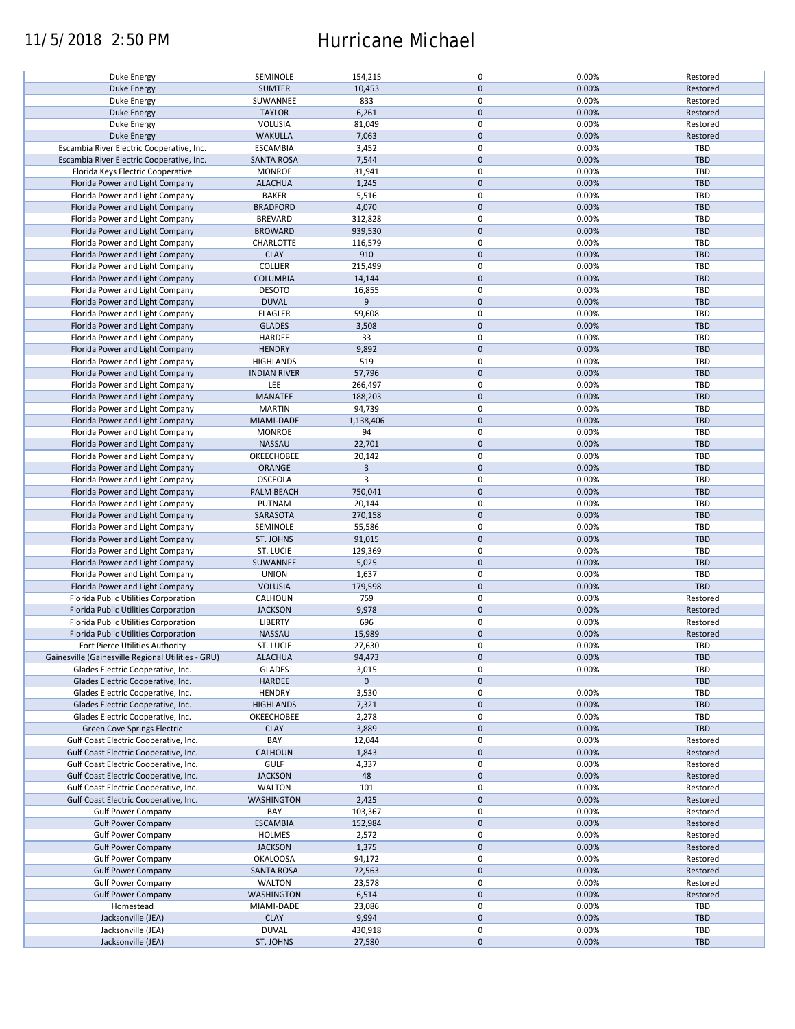# Hurricane Michael

11/5/2018 2:50 PM

| | | | | | |
|---|---|---|---|---|---|
| Duke Energy | SEMINOLE | 154,215 | 0 | 0.00% | Restored |
| Duke Energy | SUMTER | 10,453 | 0 | 0.00% | Restored |
| Duke Energy | SUWANNEE | 833 | 0 | 0.00% | Restored |
| Duke Energy | TAYLOR | 6,261 | 0 | 0.00% | Restored |
| Duke Energy | VOLUSIA | 81,049 | 0 | 0.00% | Restored |
| Duke Energy | WAKULLA | 7,063 | 0 | 0.00% | Restored |
| Escambia River Electric Cooperative, Inc. | ESCAMBIA | 3,452 | 0 | 0.00% | TBD |
| Escambia River Electric Cooperative, Inc. | SANTA ROSA | 7,544 | 0 | 0.00% | TBD |
| Florida Keys Electric Cooperative | MONROE | 31,941 | 0 | 0.00% | TBD |
| Florida Power and Light Company | ALACHUA | 1,245 | 0 | 0.00% | TBD |
| Florida Power and Light Company | BAKER | 5,516 | 0 | 0.00% | TBD |
| Florida Power and Light Company | BRADFORD | 4,070 | 0 | 0.00% | TBD |
| Florida Power and Light Company | BREVARD | 312,828 | 0 | 0.00% | TBD |
| Florida Power and Light Company | BROWARD | 939,530 | 0 | 0.00% | TBD |
| Florida Power and Light Company | CHARLOTTE | 116,579 | 0 | 0.00% | TBD |
| Florida Power and Light Company | CLAY | 910 | 0 | 0.00% | TBD |
| Florida Power and Light Company | COLLIER | 215,499 | 0 | 0.00% | TBD |
| Florida Power and Light Company | COLUMBIA | 14,144 | 0 | 0.00% | TBD |
| Florida Power and Light Company | DESOTO | 16,855 | 0 | 0.00% | TBD |
| Florida Power and Light Company | DUVAL | 9 | 0 | 0.00% | TBD |
| Florida Power and Light Company | FLAGLER | 59,608 | 0 | 0.00% | TBD |
| Florida Power and Light Company | GLADES | 3,508 | 0 | 0.00% | TBD |
| Florida Power and Light Company | HARDEE | 33 | 0 | 0.00% | TBD |
| Florida Power and Light Company | HENDRY | 9,892 | 0 | 0.00% | TBD |
| Florida Power and Light Company | HIGHLANDS | 519 | 0 | 0.00% | TBD |
| Florida Power and Light Company | INDIAN RIVER | 57,796 | 0 | 0.00% | TBD |
| Florida Power and Light Company | LEE | 266,497 | 0 | 0.00% | TBD |
| Florida Power and Light Company | MANATEE | 188,203 | 0 | 0.00% | TBD |
| Florida Power and Light Company | MARTIN | 94,739 | 0 | 0.00% | TBD |
| Florida Power and Light Company | MIAMI-DADE | 1,138,406 | 0 | 0.00% | TBD |
| Florida Power and Light Company | MONROE | 94 | 0 | 0.00% | TBD |
| Florida Power and Light Company | NASSAU | 22,701 | 0 | 0.00% | TBD |
| Florida Power and Light Company | OKEECHOBEE | 20,142 | 0 | 0.00% | TBD |
| Florida Power and Light Company | ORANGE | 3 | 0 | 0.00% | TBD |
| Florida Power and Light Company | OSCEOLA | 3 | 0 | 0.00% | TBD |
| Florida Power and Light Company | PALM BEACH | 750,041 | 0 | 0.00% | TBD |
| Florida Power and Light Company | PUTNAM | 20,144 | 0 | 0.00% | TBD |
| Florida Power and Light Company | SARASOTA | 270,158 | 0 | 0.00% | TBD |
| Florida Power and Light Company | SEMINOLE | 55,586 | 0 | 0.00% | TBD |
| Florida Power and Light Company | ST. JOHNS | 91,015 | 0 | 0.00% | TBD |
| Florida Power and Light Company | ST. LUCIE | 129,369 | 0 | 0.00% | TBD |
| Florida Power and Light Company | SUWANNEE | 5,025 | 0 | 0.00% | TBD |
| Florida Power and Light Company | UNION | 1,637 | 0 | 0.00% | TBD |
| Florida Power and Light Company | VOLUSIA | 179,598 | 0 | 0.00% | TBD |
| Florida Public Utilities Corporation | CALHOUN | 759 | 0 | 0.00% | Restored |
| Florida Public Utilities Corporation | JACKSON | 9,978 | 0 | 0.00% | Restored |
| Florida Public Utilities Corporation | LIBERTY | 696 | 0 | 0.00% | Restored |
| Florida Public Utilities Corporation | NASSAU | 15,989 | 0 | 0.00% | Restored |
| Fort Pierce Utilities Authority | ST. LUCIE | 27,630 | 0 | 0.00% | TBD |
| Gainesville (Gainesville Regional Utilities - GRU) | ALACHUA | 94,473 | 0 | 0.00% | TBD |
| Glades Electric Cooperative, Inc. | GLADES | 3,015 | 0 | 0.00% | TBD |
| Glades Electric Cooperative, Inc. | HARDEE | 0 | 0 | | TBD |
| Glades Electric Cooperative, Inc. | HENDRY | 3,530 | 0 | 0.00% | TBD |
| Glades Electric Cooperative, Inc. | HIGHLANDS | 7,321 | 0 | 0.00% | TBD |
| Glades Electric Cooperative, Inc. | OKEECHOBEE | 2,278 | 0 | 0.00% | TBD |
| Green Cove Springs Electric | CLAY | 3,889 | 0 | 0.00% | TBD |
| Gulf Coast Electric Cooperative, Inc. | BAY | 12,044 | 0 | 0.00% | Restored |
| Gulf Coast Electric Cooperative, Inc. | CALHOUN | 1,843 | 0 | 0.00% | Restored |
| Gulf Coast Electric Cooperative, Inc. | GULF | 4,337 | 0 | 0.00% | Restored |
| Gulf Coast Electric Cooperative, Inc. | JACKSON | 48 | 0 | 0.00% | Restored |
| Gulf Coast Electric Cooperative, Inc. | WALTON | 101 | 0 | 0.00% | Restored |
| Gulf Coast Electric Cooperative, Inc. | WASHINGTON | 2,425 | 0 | 0.00% | Restored |
| Gulf Power Company | BAY | 103,367 | 0 | 0.00% | Restored |
| Gulf Power Company | ESCAMBIA | 152,984 | 0 | 0.00% | Restored |
| Gulf Power Company | HOLMES | 2,572 | 0 | 0.00% | Restored |
| Gulf Power Company | JACKSON | 1,375 | 0 | 0.00% | Restored |
| Gulf Power Company | OKALOOSA | 94,172 | 0 | 0.00% | Restored |
| Gulf Power Company | SANTA ROSA | 72,563 | 0 | 0.00% | Restored |
| Gulf Power Company | WALTON | 23,578 | 0 | 0.00% | Restored |
| Gulf Power Company | WASHINGTON | 6,514 | 0 | 0.00% | Restored |
| Homestead | MIAMI-DADE | 23,086 | 0 | 0.00% | TBD |
| Jacksonville (JEA) | CLAY | 9,994 | 0 | 0.00% | TBD |
| Jacksonville (JEA) | DUVAL | 430,918 | 0 | 0.00% | TBD |
| Jacksonville (JEA) | ST. JOHNS | 27,580 | 0 | 0.00% | TBD |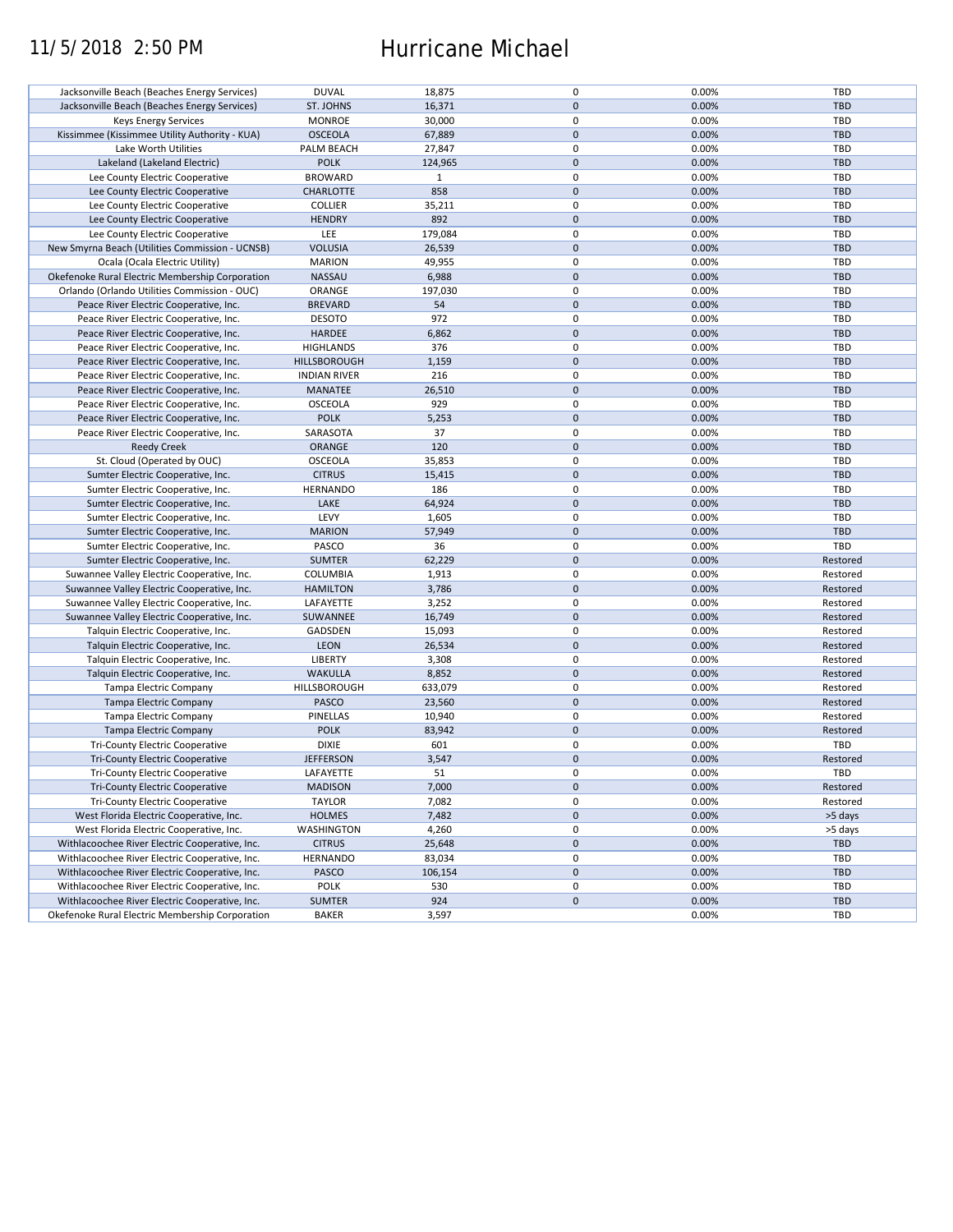# Hurricane Michael

11/5/2018 2:50 PM

| | | | | | |
|---|---|---|---|---|---|
| Jacksonville Beach (Beaches Energy Services) | DUVAL | 18,875 | 0 | 0.00% | TBD |
| Jacksonville Beach (Beaches Energy Services) | ST. JOHNS | 16,371 | 0 | 0.00% | TBD |
| Keys Energy Services | MONROE | 30,000 | 0 | 0.00% | TBD |
| Kissimmee (Kissimmee Utility Authority - KUA) | OSCEOLA | 67,889 | 0 | 0.00% | TBD |
| Lake Worth Utilities | PALM BEACH | 27,847 | 0 | 0.00% | TBD |
| Lakeland (Lakeland Electric) | POLK | 124,965 | 0 | 0.00% | TBD |
| Lee County Electric Cooperative | BROWARD | 1 | 0 | 0.00% | TBD |
| Lee County Electric Cooperative | CHARLOTTE | 858 | 0 | 0.00% | TBD |
| Lee County Electric Cooperative | COLLIER | 35,211 | 0 | 0.00% | TBD |
| Lee County Electric Cooperative | HENDRY | 892 | 0 | 0.00% | TBD |
| Lee County Electric Cooperative | LEE | 179,084 | 0 | 0.00% | TBD |
| New Smyrna Beach (Utilities Commission - UCNSB) | VOLUSIA | 26,539 | 0 | 0.00% | TBD |
| Ocala (Ocala Electric Utility) | MARION | 49,955 | 0 | 0.00% | TBD |
| Okefenoke Rural Electric Membership Corporation | NASSAU | 6,988 | 0 | 0.00% | TBD |
| Orlando (Orlando Utilities Commission - OUC) | ORANGE | 197,030 | 0 | 0.00% | TBD |
| Peace River Electric Cooperative, Inc. | BREVARD | 54 | 0 | 0.00% | TBD |
| Peace River Electric Cooperative, Inc. | DESOTO | 972 | 0 | 0.00% | TBD |
| Peace River Electric Cooperative, Inc. | HARDEE | 6,862 | 0 | 0.00% | TBD |
| Peace River Electric Cooperative, Inc. | HIGHLANDS | 376 | 0 | 0.00% | TBD |
| Peace River Electric Cooperative, Inc. | HILLSBOROUGH | 1,159 | 0 | 0.00% | TBD |
| Peace River Electric Cooperative, Inc. | INDIAN RIVER | 216 | 0 | 0.00% | TBD |
| Peace River Electric Cooperative, Inc. | MANATEE | 26,510 | 0 | 0.00% | TBD |
| Peace River Electric Cooperative, Inc. | OSCEOLA | 929 | 0 | 0.00% | TBD |
| Peace River Electric Cooperative, Inc. | POLK | 5,253 | 0 | 0.00% | TBD |
| Peace River Electric Cooperative, Inc. | SARASOTA | 37 | 0 | 0.00% | TBD |
| Reedy Creek | ORANGE | 120 | 0 | 0.00% | TBD |
| St. Cloud (Operated by OUC) | OSCEOLA | 35,853 | 0 | 0.00% | TBD |
| Sumter Electric Cooperative, Inc. | CITRUS | 15,415 | 0 | 0.00% | TBD |
| Sumter Electric Cooperative, Inc. | HERNANDO | 186 | 0 | 0.00% | TBD |
| Sumter Electric Cooperative, Inc. | LAKE | 64,924 | 0 | 0.00% | TBD |
| Sumter Electric Cooperative, Inc. | LEVY | 1,605 | 0 | 0.00% | TBD |
| Sumter Electric Cooperative, Inc. | MARION | 57,949 | 0 | 0.00% | TBD |
| Sumter Electric Cooperative, Inc. | PASCO | 36 | 0 | 0.00% | TBD |
| Sumter Electric Cooperative, Inc. | SUMTER | 62,229 | 0 | 0.00% | Restored |
| Suwannee Valley Electric Cooperative, Inc. | COLUMBIA | 1,913 | 0 | 0.00% | Restored |
| Suwannee Valley Electric Cooperative, Inc. | HAMILTON | 3,786 | 0 | 0.00% | Restored |
| Suwannee Valley Electric Cooperative, Inc. | LAFAYETTE | 3,252 | 0 | 0.00% | Restored |
| Suwannee Valley Electric Cooperative, Inc. | SUWANNEE | 16,749 | 0 | 0.00% | Restored |
| Talquin Electric Cooperative, Inc. | GADSDEN | 15,093 | 0 | 0.00% | Restored |
| Talquin Electric Cooperative, Inc. | LEON | 26,534 | 0 | 0.00% | Restored |
| Talquin Electric Cooperative, Inc. | LIBERTY | 3,308 | 0 | 0.00% | Restored |
| Talquin Electric Cooperative, Inc. | WAKULLA | 8,852 | 0 | 0.00% | Restored |
| Tampa Electric Company | HILLSBOROUGH | 633,079 | 0 | 0.00% | Restored |
| Tampa Electric Company | PASCO | 23,560 | 0 | 0.00% | Restored |
| Tampa Electric Company | PINELLAS | 10,940 | 0 | 0.00% | Restored |
| Tampa Electric Company | POLK | 83,942 | 0 | 0.00% | Restored |
| Tri-County Electric Cooperative | DIXIE | 601 | 0 | 0.00% | TBD |
| Tri-County Electric Cooperative | JEFFERSON | 3,547 | 0 | 0.00% | Restored |
| Tri-County Electric Cooperative | LAFAYETTE | 51 | 0 | 0.00% | TBD |
| Tri-County Electric Cooperative | MADISON | 7,000 | 0 | 0.00% | Restored |
| Tri-County Electric Cooperative | TAYLOR | 7,082 | 0 | 0.00% | Restored |
| West Florida Electric Cooperative, Inc. | HOLMES | 7,482 | 0 | 0.00% | >5 days |
| West Florida Electric Cooperative, Inc. | WASHINGTON | 4,260 | 0 | 0.00% | >5 days |
| Withlacoochee River Electric Cooperative, Inc. | CITRUS | 25,648 | 0 | 0.00% | TBD |
| Withlacoochee River Electric Cooperative, Inc. | HERNANDO | 83,034 | 0 | 0.00% | TBD |
| Withlacoochee River Electric Cooperative, Inc. | PASCO | 106,154 | 0 | 0.00% | TBD |
| Withlacoochee River Electric Cooperative, Inc. | POLK | 530 | 0 | 0.00% | TBD |
| Withlacoochee River Electric Cooperative, Inc. | SUMTER | 924 | 0 | 0.00% | TBD |
| Okefenoke Rural Electric Membership Corporation | BAKER | 3,597 | | 0.00% | TBD |